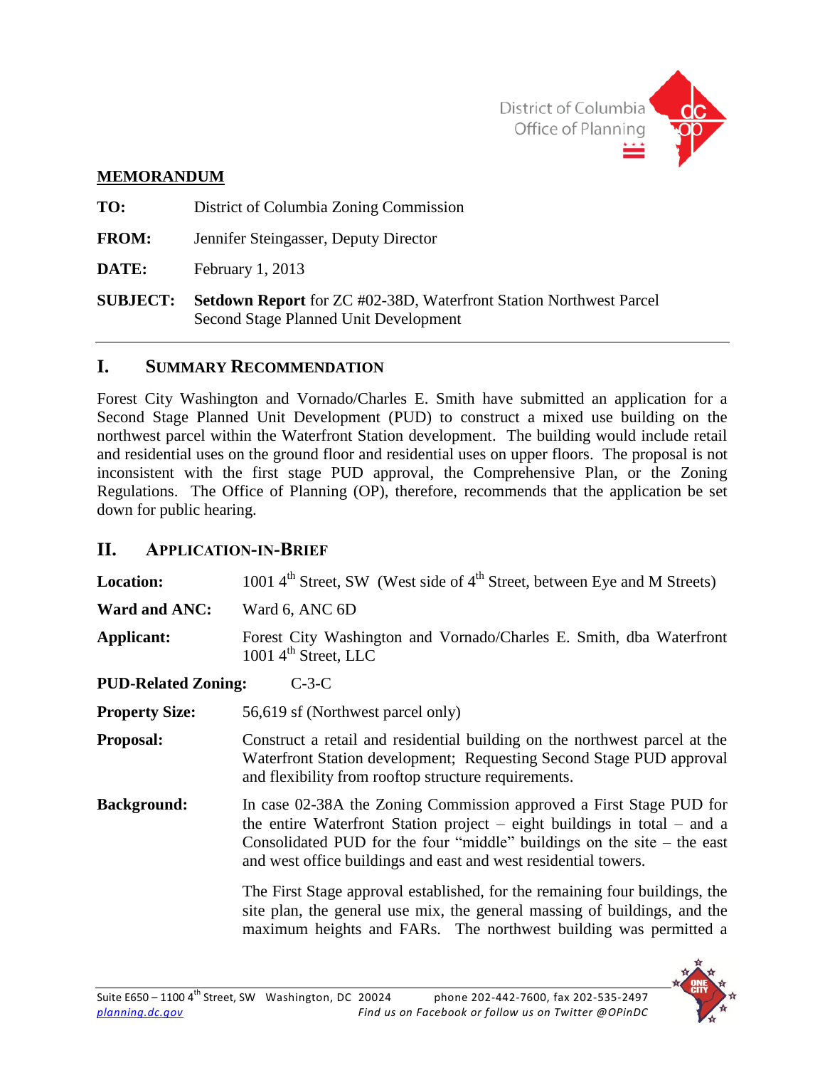District of Columbia
Office of Planning

**MEMORANDUM**

**TO:** District of Columbia Zoning Commission

**FROM:** Jennifer Steingasser, Deputy Director

**DATE:** February 1, 2013

**SUBJECT:** **Setdown Report** for ZC #02-38D, Waterfront Station Northwest Parcel Second Stage Planned Unit Development

## I. SUMMARY RECOMMENDATION

Forest City Washington and Vornado/Charles E. Smith have submitted an application for a Second Stage Planned Unit Development (PUD) to construct a mixed use building on the northwest parcel within the Waterfront Station development. The building would include retail and residential uses on the ground floor and residential uses on upper floors. The proposal is not inconsistent with the first stage PUD approval, the Comprehensive Plan, or the Zoning Regulations. The Office of Planning (OP), therefore, recommends that the application be set down for public hearing.

## II. APPLICATION-IN-BRIEF

**Location:** 1001 4th Street, SW (West side of 4th Street, between Eye and M Streets)

**Ward and ANC:** Ward 6, ANC 6D

**Applicant:** Forest City Washington and Vornado/Charles E. Smith, dba Waterfront 1001 4th Street, LLC

**PUD-Related Zoning:** C-3-C

**Property Size:** 56,619 sf (Northwest parcel only)

**Proposal:** Construct a retail and residential building on the northwest parcel at the Waterfront Station development; Requesting Second Stage PUD approval and flexibility from rooftop structure requirements.

**Background:** In case 02-38A the Zoning Commission approved a First Stage PUD for the entire Waterfront Station project – eight buildings in total – and a Consolidated PUD for the four "middle" buildings on the site – the east and west office buildings and east and west residential towers.

The First Stage approval established, for the remaining four buildings, the site plan, the general use mix, the general massing of buildings, and the maximum heights and FARs. The northwest building was permitted a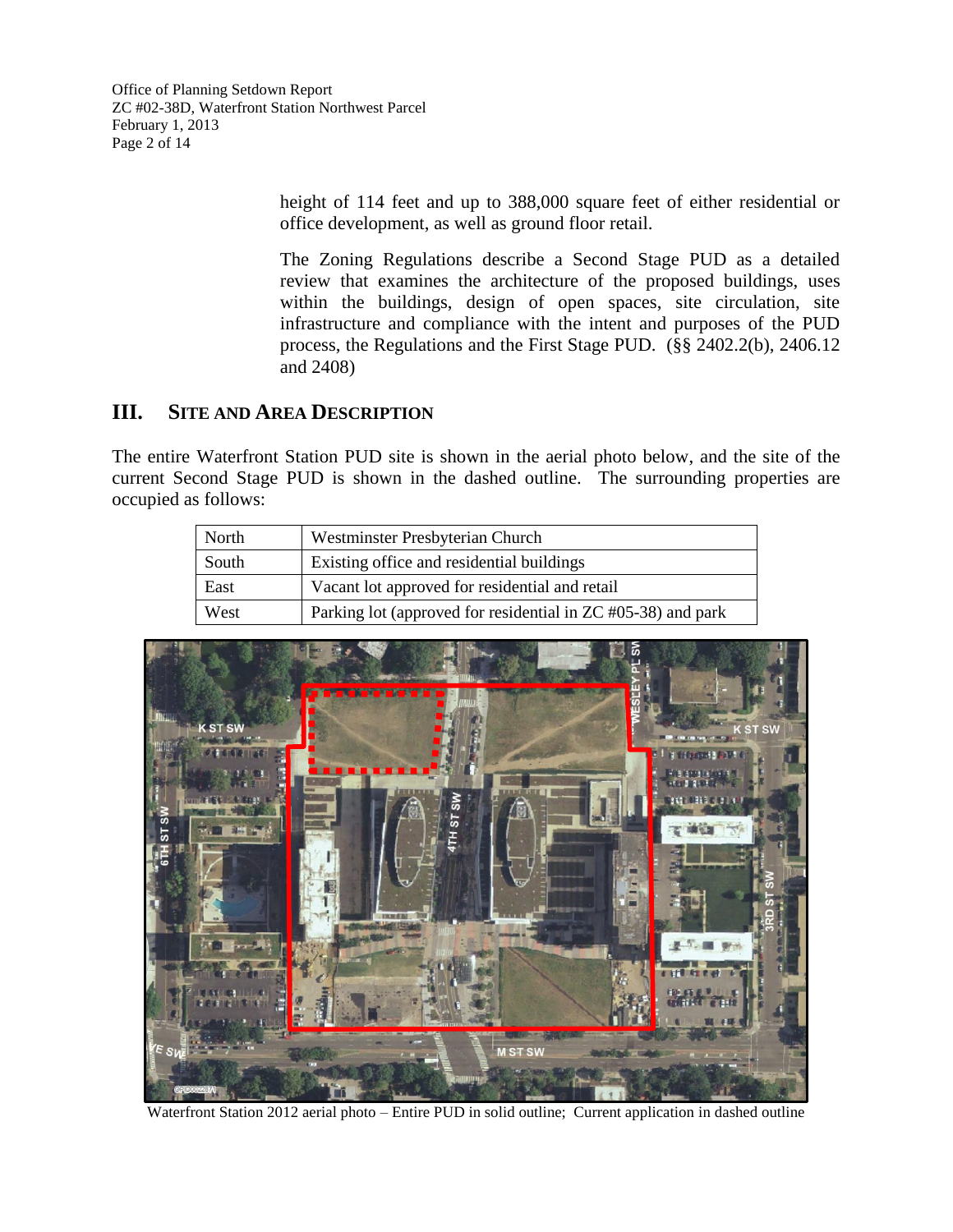height of 114 feet and up to 388,000 square feet of either residential or office development, as well as ground floor retail.

The Zoning Regulations describe a Second Stage PUD as a detailed review that examines the architecture of the proposed buildings, uses within the buildings, design of open spaces, site circulation, site infrastructure and compliance with the intent and purposes of the PUD process, the Regulations and the First Stage PUD. (§§ 2402.2(b), 2406.12 and 2408)

## III. Site and Area Description

The entire Waterfront Station PUD site is shown in the aerial photo below, and the site of the current Second Stage PUD is shown in the dashed outline. The surrounding properties are occupied as follows:

| | |
|---|---|
| North | Westminster Presbyterian Church |
| South | Existing office and residential buildings |
| East | Vacant lot approved for residential and retail |
| West | Parking lot (approved for residential in ZC #05-38) and park |

Waterfront Station 2012 aerial photo – Entire PUD in solid outline; Current application in dashed outline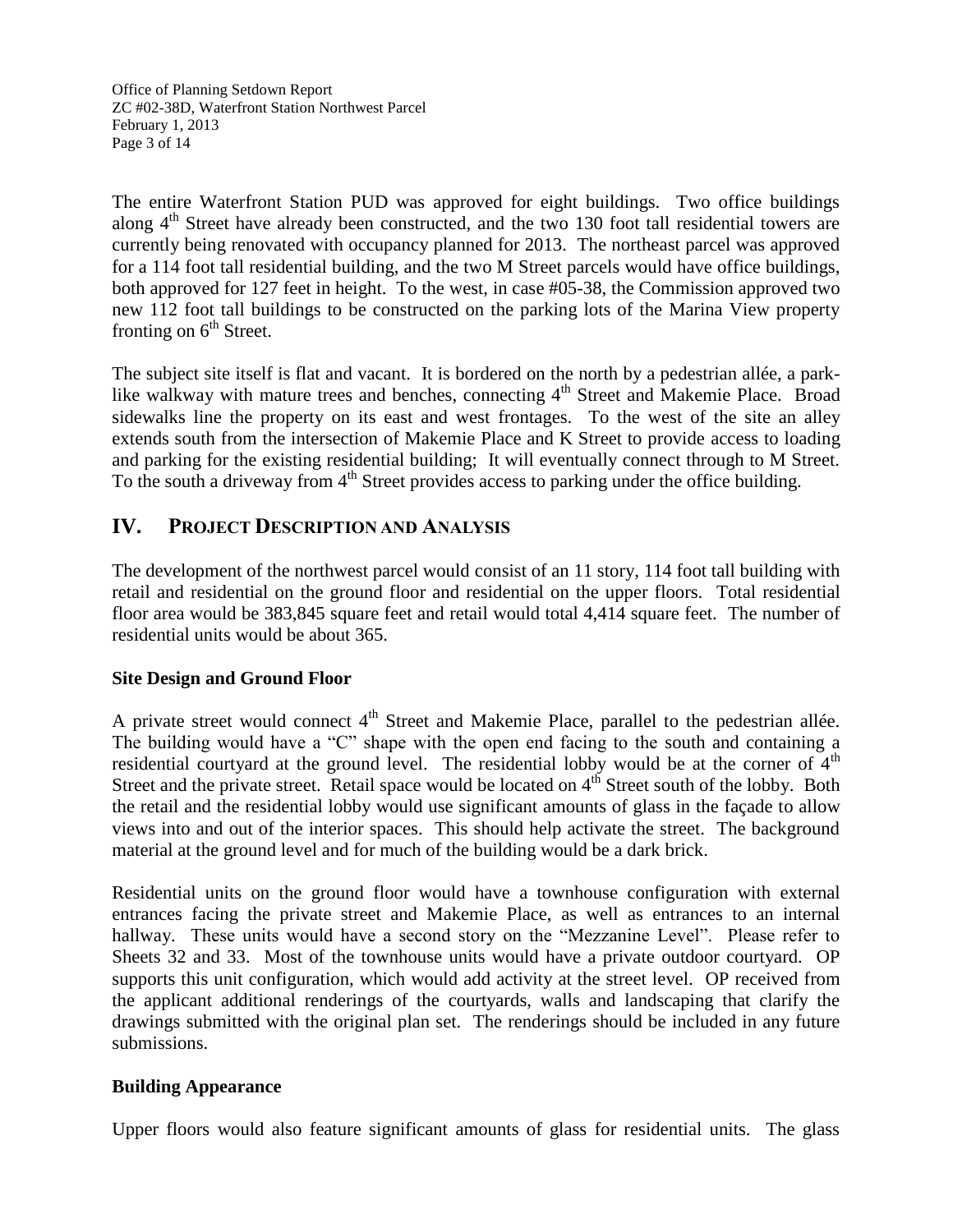The entire Waterfront Station PUD was approved for eight buildings. Two office buildings along 4th Street have already been constructed, and the two 130 foot tall residential towers are currently being renovated with occupancy planned for 2013. The northeast parcel was approved for a 114 foot tall residential building, and the two M Street parcels would have office buildings, both approved for 127 feet in height. To the west, in case #05-38, the Commission approved two new 112 foot tall buildings to be constructed on the parking lots of the Marina View property fronting on 6th Street.

The subject site itself is flat and vacant. It is bordered on the north by a pedestrian allée, a park-like walkway with mature trees and benches, connecting 4th Street and Makemie Place. Broad sidewalks line the property on its east and west frontages. To the west of the site an alley extends south from the intersection of Makemie Place and K Street to provide access to loading and parking for the existing residential building; It will eventually connect through to M Street. To the south a driveway from 4th Street provides access to parking under the office building.

## IV. PROJECT DESCRIPTION AND ANALYSIS

The development of the northwest parcel would consist of an 11 story, 114 foot tall building with retail and residential on the ground floor and residential on the upper floors. Total residential floor area would be 383,845 square feet and retail would total 4,414 square feet. The number of residential units would be about 365.

### Site Design and Ground Floor

A private street would connect 4th Street and Makemie Place, parallel to the pedestrian allée. The building would have a "C" shape with the open end facing to the south and containing a residential courtyard at the ground level. The residential lobby would be at the corner of 4th Street and the private street. Retail space would be located on 4th Street south of the lobby. Both the retail and the residential lobby would use significant amounts of glass in the façade to allow views into and out of the interior spaces. This should help activate the street. The background material at the ground level and for much of the building would be a dark brick.

Residential units on the ground floor would have a townhouse configuration with external entrances facing the private street and Makemie Place, as well as entrances to an internal hallway. These units would have a second story on the "Mezzanine Level". Please refer to Sheets 32 and 33. Most of the townhouse units would have a private outdoor courtyard. OP supports this unit configuration, which would add activity at the street level. OP received from the applicant additional renderings of the courtyards, walls and landscaping that clarify the drawings submitted with the original plan set. The renderings should be included in any future submissions.

### Building Appearance

Upper floors would also feature significant amounts of glass for residential units. The glass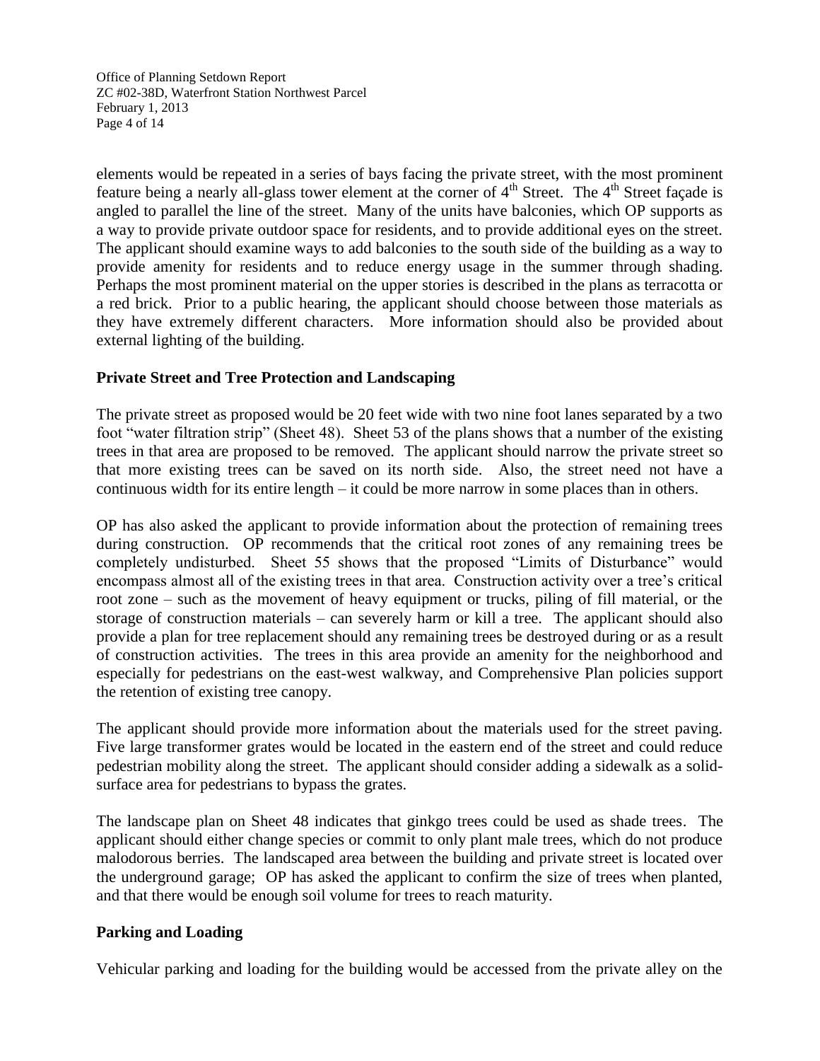elements would be repeated in a series of bays facing the private street, with the most prominent feature being a nearly all-glass tower element at the corner of 4th Street. The 4th Street façade is angled to parallel the line of the street. Many of the units have balconies, which OP supports as a way to provide private outdoor space for residents, and to provide additional eyes on the street. The applicant should examine ways to add balconies to the south side of the building as a way to provide amenity for residents and to reduce energy usage in the summer through shading. Perhaps the most prominent material on the upper stories is described in the plans as terracotta or a red brick. Prior to a public hearing, the applicant should choose between those materials as they have extremely different characters. More information should also be provided about external lighting of the building.

**Private Street and Tree Protection and Landscaping**

The private street as proposed would be 20 feet wide with two nine foot lanes separated by a two foot "water filtration strip" (Sheet 48). Sheet 53 of the plans shows that a number of the existing trees in that area are proposed to be removed. The applicant should narrow the private street so that more existing trees can be saved on its north side. Also, the street need not have a continuous width for its entire length – it could be more narrow in some places than in others.

OP has also asked the applicant to provide information about the protection of remaining trees during construction. OP recommends that the critical root zones of any remaining trees be completely undisturbed. Sheet 55 shows that the proposed "Limits of Disturbance" would encompass almost all of the existing trees in that area. Construction activity over a tree's critical root zone – such as the movement of heavy equipment or trucks, piling of fill material, or the storage of construction materials – can severely harm or kill a tree. The applicant should also provide a plan for tree replacement should any remaining trees be destroyed during or as a result of construction activities. The trees in this area provide an amenity for the neighborhood and especially for pedestrians on the east-west walkway, and Comprehensive Plan policies support the retention of existing tree canopy.

The applicant should provide more information about the materials used for the street paving. Five large transformer grates would be located in the eastern end of the street and could reduce pedestrian mobility along the street. The applicant should consider adding a sidewalk as a solid-surface area for pedestrians to bypass the grates.

The landscape plan on Sheet 48 indicates that ginkgo trees could be used as shade trees. The applicant should either change species or commit to only plant male trees, which do not produce malodorous berries. The landscaped area between the building and private street is located over the underground garage; OP has asked the applicant to confirm the size of trees when planted, and that there would be enough soil volume for trees to reach maturity.

**Parking and Loading**

Vehicular parking and loading for the building would be accessed from the private alley on the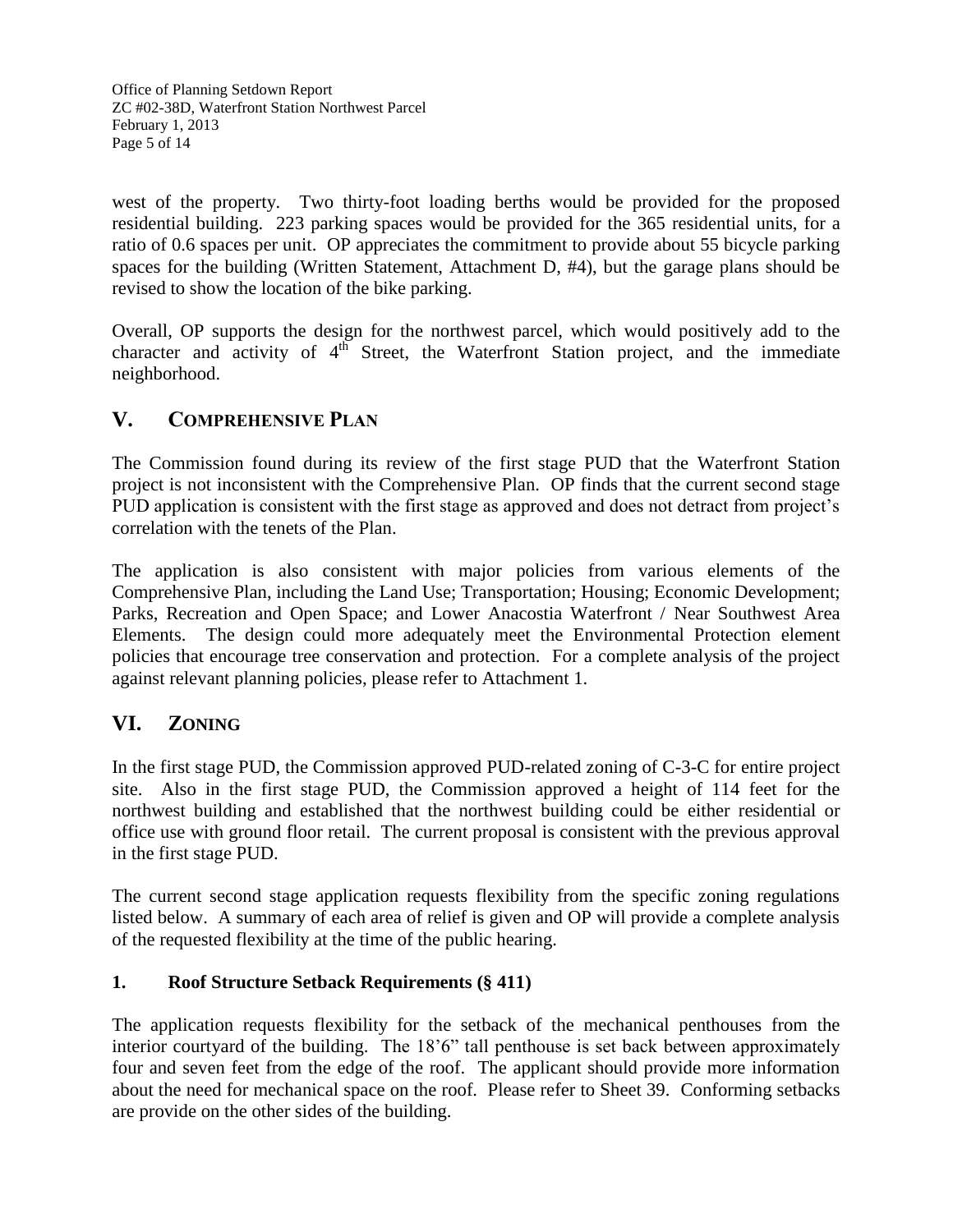west of the property. Two thirty-foot loading berths would be provided for the proposed residential building. 223 parking spaces would be provided for the 365 residential units, for a ratio of 0.6 spaces per unit. OP appreciates the commitment to provide about 55 bicycle parking spaces for the building (Written Statement, Attachment D, #4), but the garage plans should be revised to show the location of the bike parking.

Overall, OP supports the design for the northwest parcel, which would positively add to the character and activity of 4th Street, the Waterfront Station project, and the immediate neighborhood.

## V. COMPREHENSIVE PLAN

The Commission found during its review of the first stage PUD that the Waterfront Station project is not inconsistent with the Comprehensive Plan. OP finds that the current second stage PUD application is consistent with the first stage as approved and does not detract from project's correlation with the tenets of the Plan.

The application is also consistent with major policies from various elements of the Comprehensive Plan, including the Land Use; Transportation; Housing; Economic Development; Parks, Recreation and Open Space; and Lower Anacostia Waterfront / Near Southwest Area Elements. The design could more adequately meet the Environmental Protection element policies that encourage tree conservation and protection. For a complete analysis of the project against relevant planning policies, please refer to Attachment 1.

## VI. ZONING

In the first stage PUD, the Commission approved PUD-related zoning of C-3-C for entire project site. Also in the first stage PUD, the Commission approved a height of 114 feet for the northwest building and established that the northwest building could be either residential or office use with ground floor retail. The current proposal is consistent with the previous approval in the first stage PUD.

The current second stage application requests flexibility from the specific zoning regulations listed below. A summary of each area of relief is given and OP will provide a complete analysis of the requested flexibility at the time of the public hearing.

### 1. Roof Structure Setback Requirements (§ 411)

The application requests flexibility for the setback of the mechanical penthouses from the interior courtyard of the building. The 18'6" tall penthouse is set back between approximately four and seven feet from the edge of the roof. The applicant should provide more information about the need for mechanical space on the roof. Please refer to Sheet 39. Conforming setbacks are provide on the other sides of the building.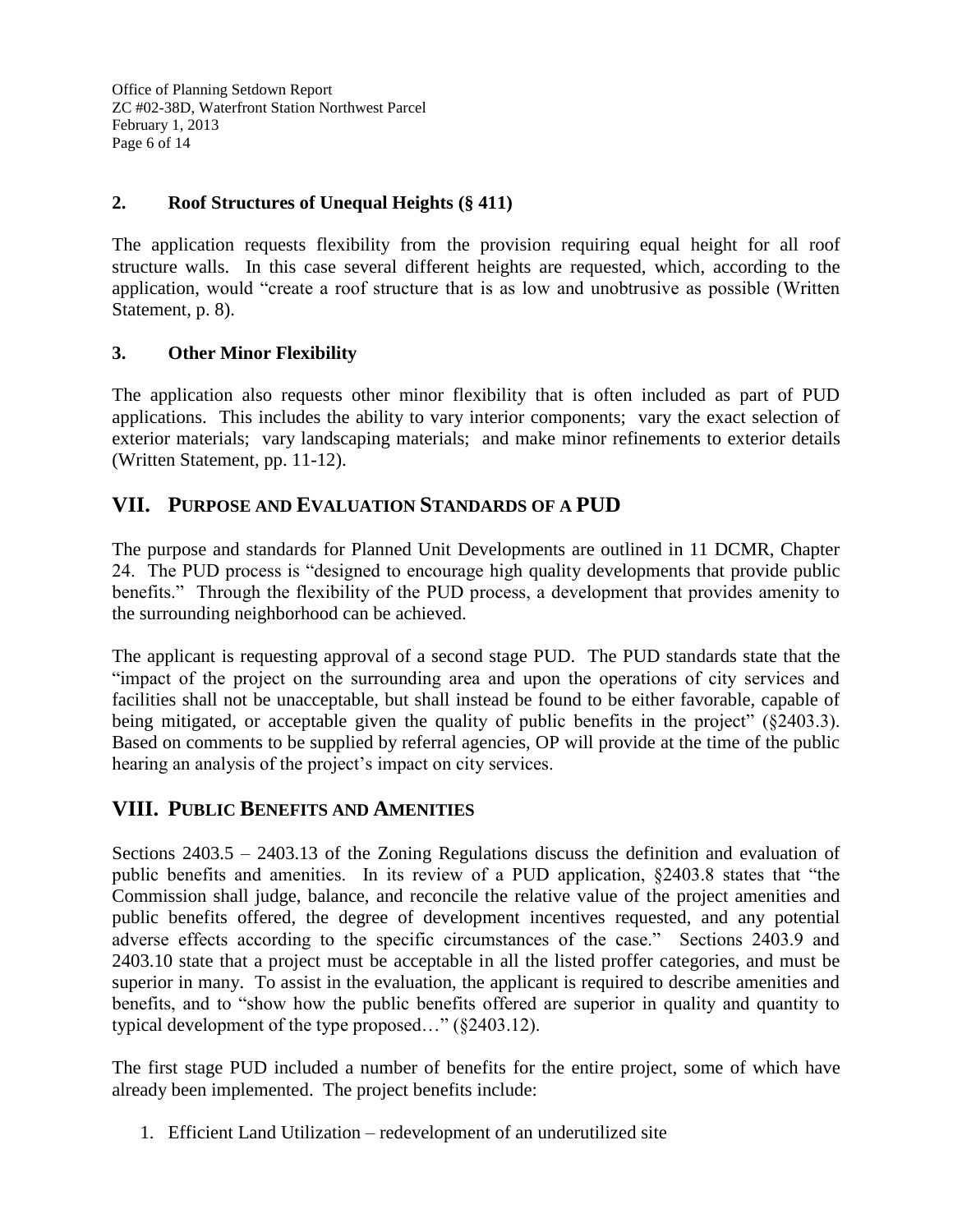### 2. Roof Structures of Unequal Heights (§ 411)

The application requests flexibility from the provision requiring equal height for all roof structure walls. In this case several different heights are requested, which, according to the application, would "create a roof structure that is as low and unobtrusive as possible (Written Statement, p. 8).

### 3. Other Minor Flexibility

The application also requests other minor flexibility that is often included as part of PUD applications. This includes the ability to vary interior components; vary the exact selection of exterior materials; vary landscaping materials; and make minor refinements to exterior details (Written Statement, pp. 11-12).

## VII. PURPOSE AND EVALUATION STANDARDS OF A PUD

The purpose and standards for Planned Unit Developments are outlined in 11 DCMR, Chapter 24. The PUD process is "designed to encourage high quality developments that provide public benefits." Through the flexibility of the PUD process, a development that provides amenity to the surrounding neighborhood can be achieved.

The applicant is requesting approval of a second stage PUD. The PUD standards state that the "impact of the project on the surrounding area and upon the operations of city services and facilities shall not be unacceptable, but shall instead be found to be either favorable, capable of being mitigated, or acceptable given the quality of public benefits in the project" (§2403.3). Based on comments to be supplied by referral agencies, OP will provide at the time of the public hearing an analysis of the project's impact on city services.

## VIII. PUBLIC BENEFITS AND AMENITIES

Sections 2403.5 – 2403.13 of the Zoning Regulations discuss the definition and evaluation of public benefits and amenities. In its review of a PUD application, §2403.8 states that "the Commission shall judge, balance, and reconcile the relative value of the project amenities and public benefits offered, the degree of development incentives requested, and any potential adverse effects according to the specific circumstances of the case." Sections 2403.9 and 2403.10 state that a project must be acceptable in all the listed proffer categories, and must be superior in many. To assist in the evaluation, the applicant is required to describe amenities and benefits, and to "show how the public benefits offered are superior in quality and quantity to typical development of the type proposed…" (§2403.12).

The first stage PUD included a number of benefits for the entire project, some of which have already been implemented. The project benefits include:

1. Efficient Land Utilization – redevelopment of an underutilized site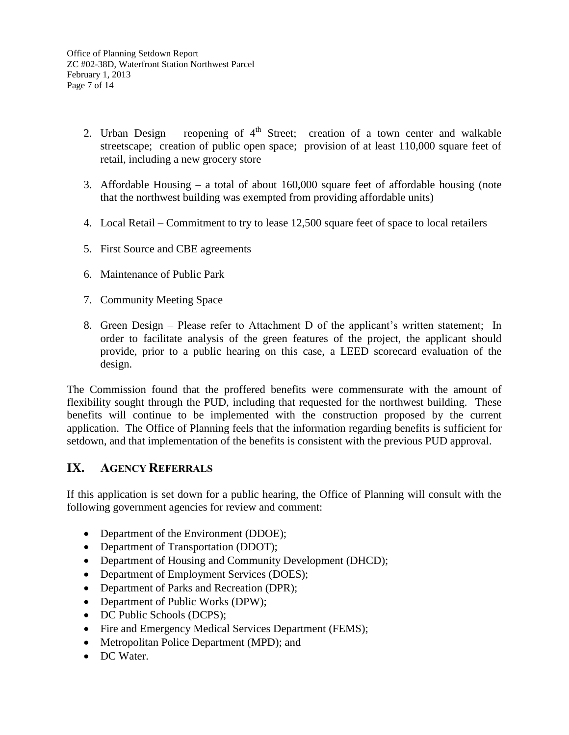2. Urban Design – reopening of 4th Street; creation of a town center and walkable streetscape; creation of public open space; provision of at least 110,000 square feet of retail, including a new grocery store

3. Affordable Housing – a total of about 160,000 square feet of affordable housing (note that the northwest building was exempted from providing affordable units)

4. Local Retail – Commitment to try to lease 12,500 square feet of space to local retailers

5. First Source and CBE agreements

6. Maintenance of Public Park

7. Community Meeting Space

8. Green Design – Please refer to Attachment D of the applicant's written statement; In order to facilitate analysis of the green features of the project, the applicant should provide, prior to a public hearing on this case, a LEED scorecard evaluation of the design.

The Commission found that the proffered benefits were commensurate with the amount of flexibility sought through the PUD, including that requested for the northwest building. These benefits will continue to be implemented with the construction proposed by the current application. The Office of Planning feels that the information regarding benefits is sufficient for setdown, and that implementation of the benefits is consistent with the previous PUD approval.

## IX. AGENCY REFERRALS

If this application is set down for a public hearing, the Office of Planning will consult with the following government agencies for review and comment:

- Department of the Environment (DDOE);
- Department of Transportation (DDOT);
- Department of Housing and Community Development (DHCD);
- Department of Employment Services (DOES);
- Department of Parks and Recreation (DPR);
- Department of Public Works (DPW);
- DC Public Schools (DCPS);
- Fire and Emergency Medical Services Department (FEMS);
- Metropolitan Police Department (MPD); and
- DC Water.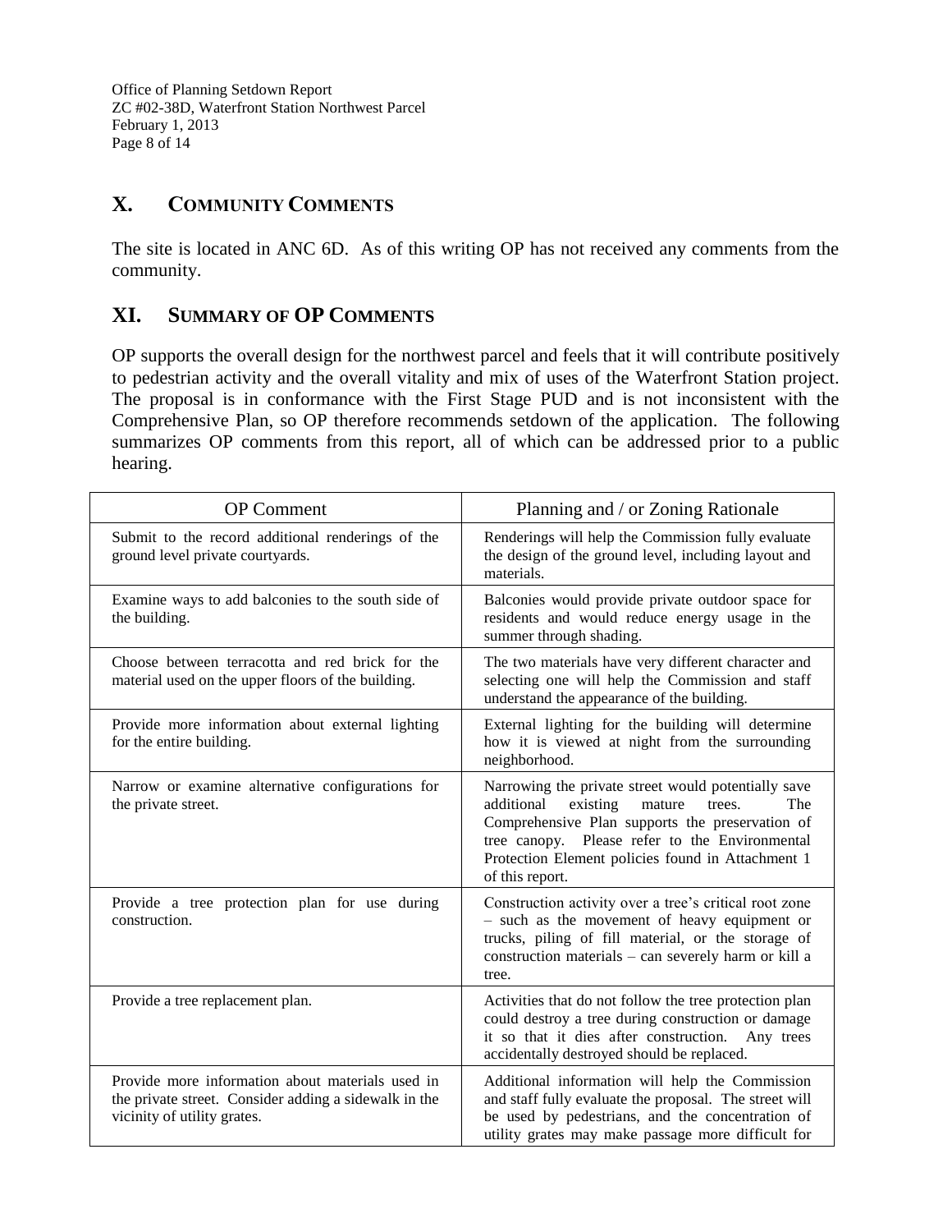## X. COMMUNITY COMMENTS

The site is located in ANC 6D. As of this writing OP has not received any comments from the community.

## XI. SUMMARY OF OP COMMENTS

OP supports the overall design for the northwest parcel and feels that it will contribute positively to pedestrian activity and the overall vitality and mix of uses of the Waterfront Station project. The proposal is in conformance with the First Stage PUD and is not inconsistent with the Comprehensive Plan, so OP therefore recommends setdown of the application. The following summarizes OP comments from this report, all of which can be addressed prior to a public hearing.

| OP Comment | Planning and / or Zoning Rationale |
|---|---|
| Submit to the record additional renderings of the ground level private courtyards. | Renderings will help the Commission fully evaluate the design of the ground level, including layout and materials. |
| Examine ways to add balconies to the south side of the building. | Balconies would provide private outdoor space for residents and would reduce energy usage in the summer through shading. |
| Choose between terracotta and red brick for the material used on the upper floors of the building. | The two materials have very different character and selecting one will help the Commission and staff understand the appearance of the building. |
| Provide more information about external lighting for the entire building. | External lighting for the building will determine how it is viewed at night from the surrounding neighborhood. |
| Narrow or examine alternative configurations for the private street. | Narrowing the private street would potentially save additional existing mature trees. The Comprehensive Plan supports the preservation of tree canopy. Please refer to the Environmental Protection Element policies found in Attachment 1 of this report. |
| Provide a tree protection plan for use during construction. | Construction activity over a tree's critical root zone – such as the movement of heavy equipment or trucks, piling of fill material, or the storage of construction materials – can severely harm or kill a tree. |
| Provide a tree replacement plan. | Activities that do not follow the tree protection plan could destroy a tree during construction or damage it so that it dies after construction. Any trees accidentally destroyed should be replaced. |
| Provide more information about materials used in the private street. Consider adding a sidewalk in the vicinity of utility grates. | Additional information will help the Commission and staff fully evaluate the proposal. The street will be used by pedestrians, and the concentration of utility grates may make passage more difficult for |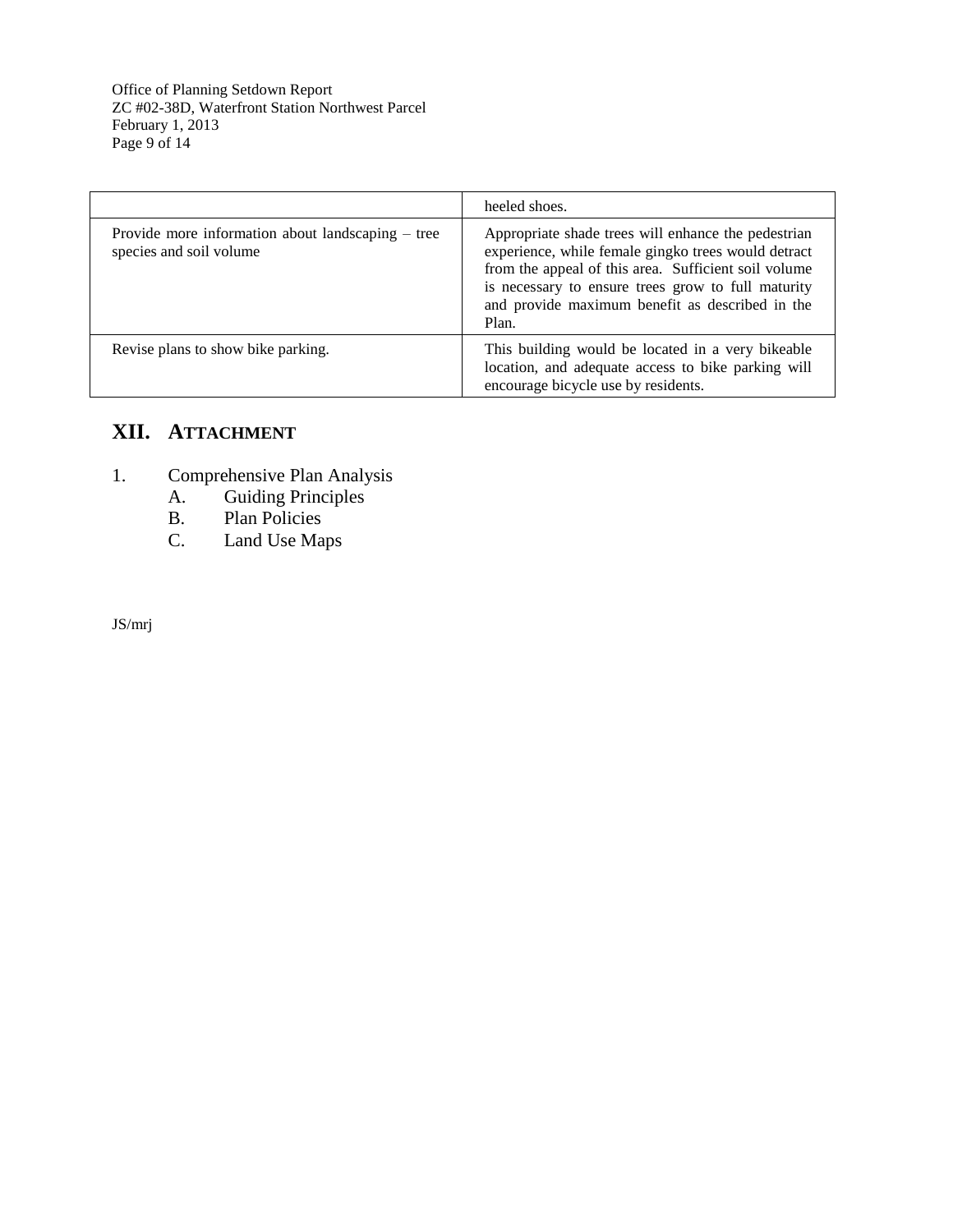| | |
|---|---|
| | heeled shoes. |
| Provide more information about landscaping – tree species and soil volume | Appropriate shade trees will enhance the pedestrian experience, while female gingko trees would detract from the appeal of this area. Sufficient soil volume is necessary to ensure trees grow to full maturity and provide maximum benefit as described in the Plan. |
| Revise plans to show bike parking. | This building would be located in a very bikeable location, and adequate access to bike parking will encourage bicycle use by residents. |

## XII. ATTACHMENT

1. Comprehensive Plan Analysis
   A. Guiding Principles
   B. Plan Policies
   C. Land Use Maps

JS/mrj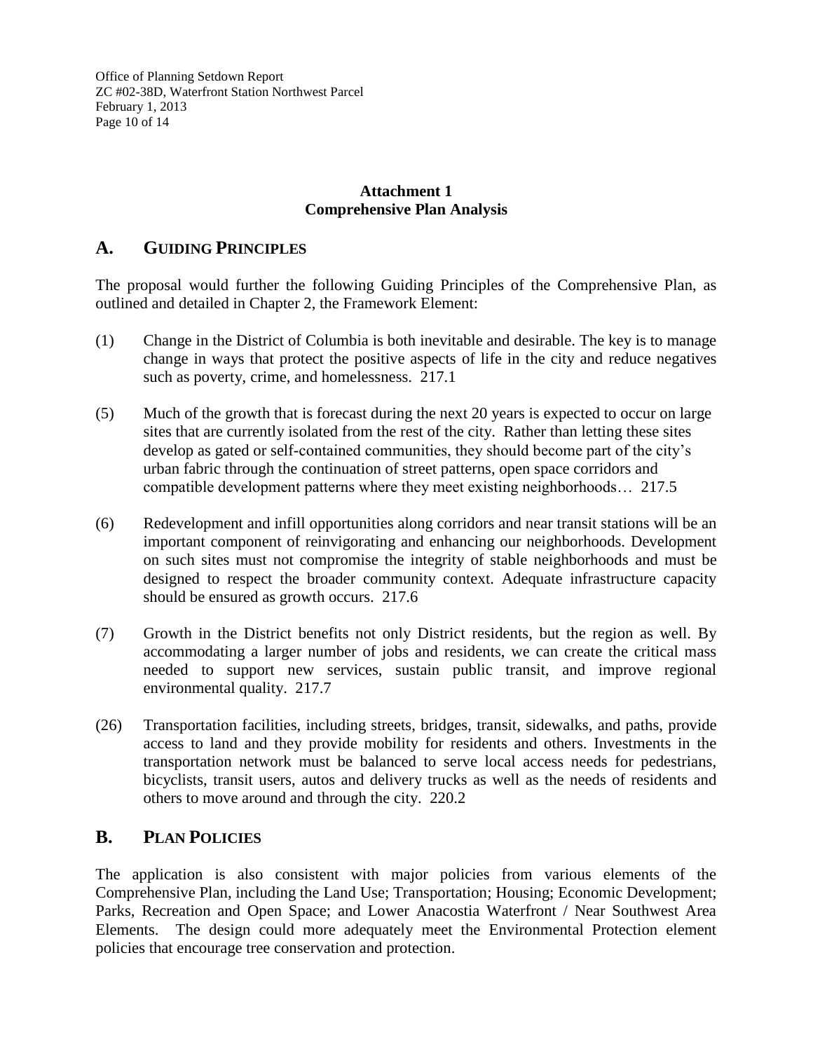**Attachment 1**
**Comprehensive Plan Analysis**

## A. GUIDING PRINCIPLES

The proposal would further the following Guiding Principles of the Comprehensive Plan, as outlined and detailed in Chapter 2, the Framework Element:

(1) Change in the District of Columbia is both inevitable and desirable. The key is to manage change in ways that protect the positive aspects of life in the city and reduce negatives such as poverty, crime, and homelessness. 217.1

(5) Much of the growth that is forecast during the next 20 years is expected to occur on large sites that are currently isolated from the rest of the city. Rather than letting these sites develop as gated or self-contained communities, they should become part of the city's urban fabric through the continuation of street patterns, open space corridors and compatible development patterns where they meet existing neighborhoods… 217.5

(6) Redevelopment and infill opportunities along corridors and near transit stations will be an important component of reinvigorating and enhancing our neighborhoods. Development on such sites must not compromise the integrity of stable neighborhoods and must be designed to respect the broader community context. Adequate infrastructure capacity should be ensured as growth occurs. 217.6

(7) Growth in the District benefits not only District residents, but the region as well. By accommodating a larger number of jobs and residents, we can create the critical mass needed to support new services, sustain public transit, and improve regional environmental quality. 217.7

(26) Transportation facilities, including streets, bridges, transit, sidewalks, and paths, provide access to land and they provide mobility for residents and others. Investments in the transportation network must be balanced to serve local access needs for pedestrians, bicyclists, transit users, autos and delivery trucks as well as the needs of residents and others to move around and through the city. 220.2

## B. PLAN POLICIES

The application is also consistent with major policies from various elements of the Comprehensive Plan, including the Land Use; Transportation; Housing; Economic Development; Parks, Recreation and Open Space; and Lower Anacostia Waterfront / Near Southwest Area Elements. The design could more adequately meet the Environmental Protection element policies that encourage tree conservation and protection.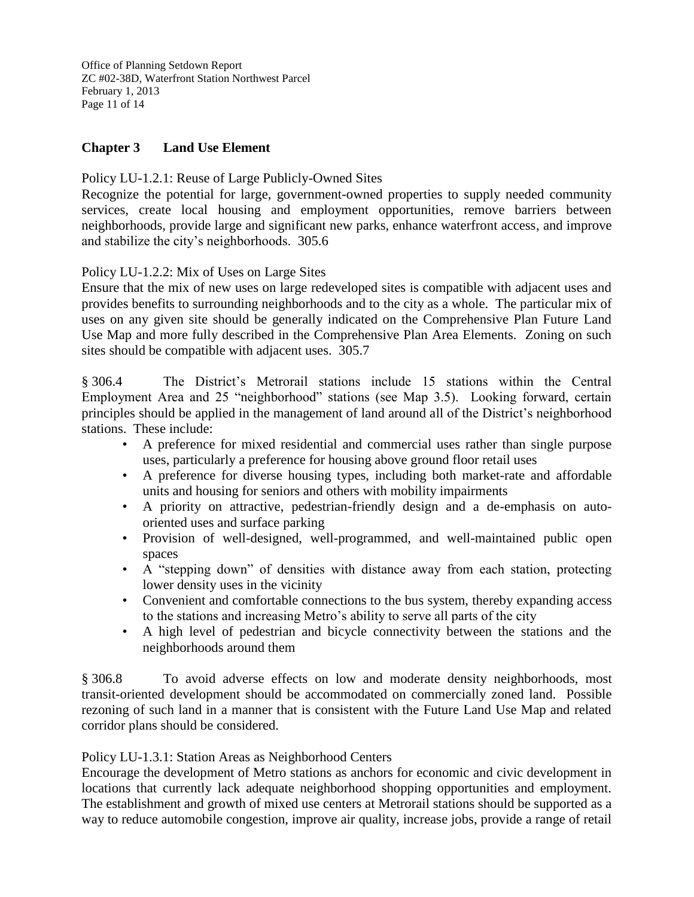## Chapter 3 Land Use Element

Policy LU-1.2.1: Reuse of Large Publicly-Owned Sites
Recognize the potential for large, government-owned properties to supply needed community services, create local housing and employment opportunities, remove barriers between neighborhoods, provide large and significant new parks, enhance waterfront access, and improve and stabilize the city's neighborhoods. 305.6

Policy LU-1.2.2: Mix of Uses on Large Sites
Ensure that the mix of new uses on large redeveloped sites is compatible with adjacent uses and provides benefits to surrounding neighborhoods and to the city as a whole. The particular mix of uses on any given site should be generally indicated on the Comprehensive Plan Future Land Use Map and more fully described in the Comprehensive Plan Area Elements. Zoning on such sites should be compatible with adjacent uses. 305.7

§ 306.4 The District's Metrorail stations include 15 stations within the Central Employment Area and 25 "neighborhood" stations (see Map 3.5). Looking forward, certain principles should be applied in the management of land around all of the District's neighborhood stations. These include:

- A preference for mixed residential and commercial uses rather than single purpose uses, particularly a preference for housing above ground floor retail uses
- A preference for diverse housing types, including both market-rate and affordable units and housing for seniors and others with mobility impairments
- A priority on attractive, pedestrian-friendly design and a de-emphasis on auto-oriented uses and surface parking
- Provision of well-designed, well-programmed, and well-maintained public open spaces
- A "stepping down" of densities with distance away from each station, protecting lower density uses in the vicinity
- Convenient and comfortable connections to the bus system, thereby expanding access to the stations and increasing Metro's ability to serve all parts of the city
- A high level of pedestrian and bicycle connectivity between the stations and the neighborhoods around them

§ 306.8 To avoid adverse effects on low and moderate density neighborhoods, most transit-oriented development should be accommodated on commercially zoned land. Possible rezoning of such land in a manner that is consistent with the Future Land Use Map and related corridor plans should be considered.

Policy LU-1.3.1: Station Areas as Neighborhood Centers
Encourage the development of Metro stations as anchors for economic and civic development in locations that currently lack adequate neighborhood shopping opportunities and employment. The establishment and growth of mixed use centers at Metrorail stations should be supported as a way to reduce automobile congestion, improve air quality, increase jobs, provide a range of retail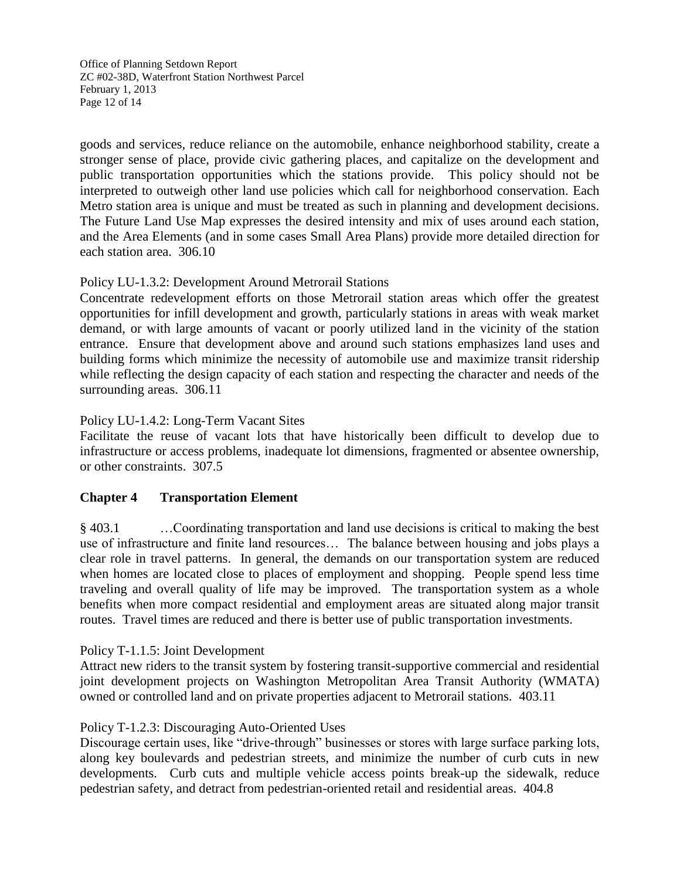goods and services, reduce reliance on the automobile, enhance neighborhood stability, create a stronger sense of place, provide civic gathering places, and capitalize on the development and public transportation opportunities which the stations provide. This policy should not be interpreted to outweigh other land use policies which call for neighborhood conservation. Each Metro station area is unique and must be treated as such in planning and development decisions. The Future Land Use Map expresses the desired intensity and mix of uses around each station, and the Area Elements (and in some cases Small Area Plans) provide more detailed direction for each station area. 306.10

Policy LU-1.3.2: Development Around Metrorail Stations
Concentrate redevelopment efforts on those Metrorail station areas which offer the greatest opportunities for infill development and growth, particularly stations in areas with weak market demand, or with large amounts of vacant or poorly utilized land in the vicinity of the station entrance. Ensure that development above and around such stations emphasizes land uses and building forms which minimize the necessity of automobile use and maximize transit ridership while reflecting the design capacity of each station and respecting the character and needs of the surrounding areas. 306.11

Policy LU-1.4.2: Long-Term Vacant Sites
Facilitate the reuse of vacant lots that have historically been difficult to develop due to infrastructure or access problems, inadequate lot dimensions, fragmented or absentee ownership, or other constraints. 307.5

## Chapter 4 Transportation Element

§ 403.1 …Coordinating transportation and land use decisions is critical to making the best use of infrastructure and finite land resources… The balance between housing and jobs plays a clear role in travel patterns. In general, the demands on our transportation system are reduced when homes are located close to places of employment and shopping. People spend less time traveling and overall quality of life may be improved. The transportation system as a whole benefits when more compact residential and employment areas are situated along major transit routes. Travel times are reduced and there is better use of public transportation investments.

Policy T-1.1.5: Joint Development
Attract new riders to the transit system by fostering transit-supportive commercial and residential joint development projects on Washington Metropolitan Area Transit Authority (WMATA) owned or controlled land and on private properties adjacent to Metrorail stations. 403.11

Policy T-1.2.3: Discouraging Auto-Oriented Uses
Discourage certain uses, like "drive-through" businesses or stores with large surface parking lots, along key boulevards and pedestrian streets, and minimize the number of curb cuts in new developments. Curb cuts and multiple vehicle access points break-up the sidewalk, reduce pedestrian safety, and detract from pedestrian-oriented retail and residential areas. 404.8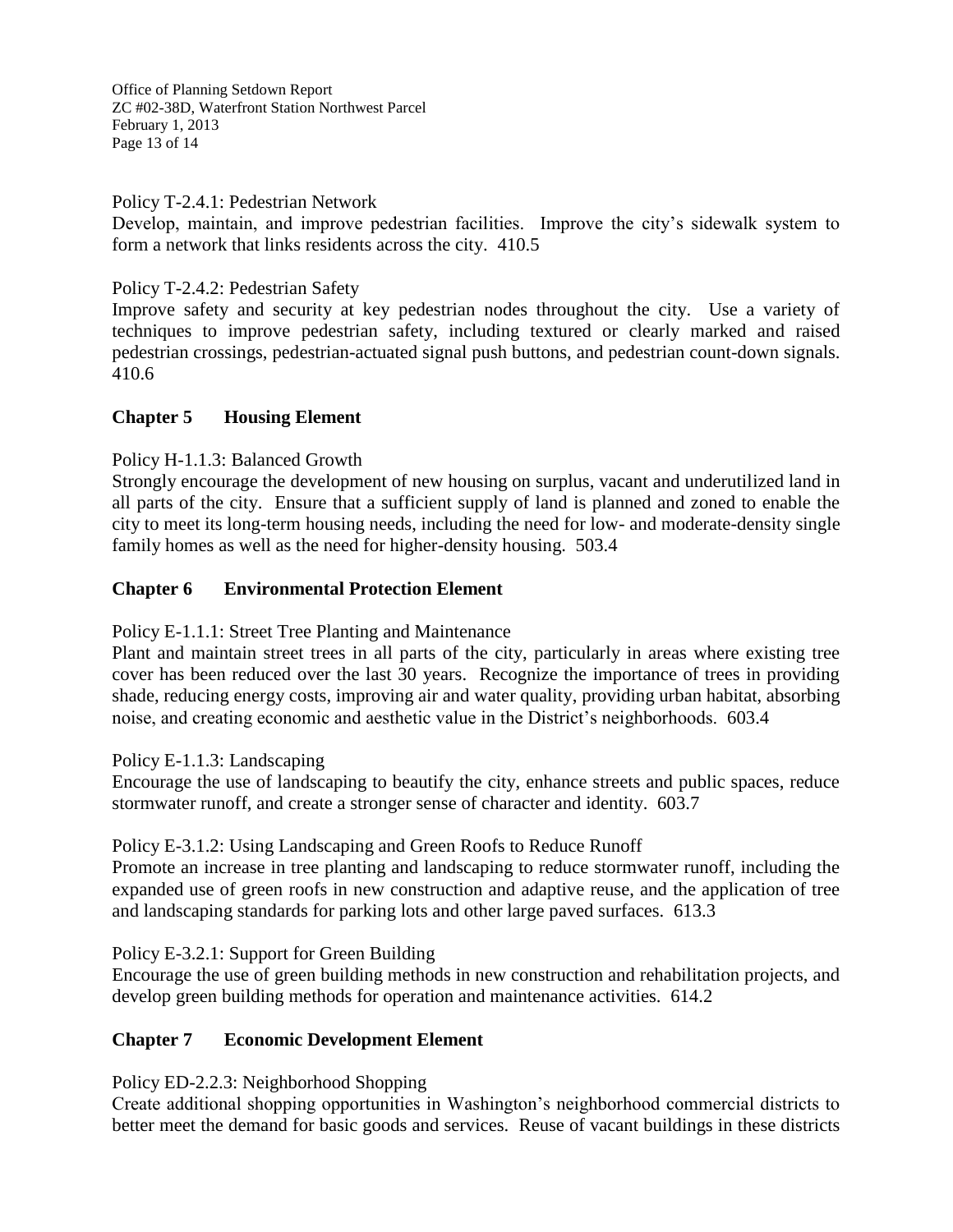Policy T-2.4.1: Pedestrian Network

Develop, maintain, and improve pedestrian facilities. Improve the city's sidewalk system to form a network that links residents across the city. 410.5

Policy T-2.4.2: Pedestrian Safety

Improve safety and security at key pedestrian nodes throughout the city. Use a variety of techniques to improve pedestrian safety, including textured or clearly marked and raised pedestrian crossings, pedestrian-actuated signal push buttons, and pedestrian count-down signals. 410.6

**Chapter 5 Housing Element**

Policy H-1.1.3: Balanced Growth

Strongly encourage the development of new housing on surplus, vacant and underutilized land in all parts of the city. Ensure that a sufficient supply of land is planned and zoned to enable the city to meet its long-term housing needs, including the need for low- and moderate-density single family homes as well as the need for higher-density housing. 503.4

**Chapter 6 Environmental Protection Element**

Policy E-1.1.1: Street Tree Planting and Maintenance

Plant and maintain street trees in all parts of the city, particularly in areas where existing tree cover has been reduced over the last 30 years. Recognize the importance of trees in providing shade, reducing energy costs, improving air and water quality, providing urban habitat, absorbing noise, and creating economic and aesthetic value in the District's neighborhoods. 603.4

Policy E-1.1.3: Landscaping

Encourage the use of landscaping to beautify the city, enhance streets and public spaces, reduce stormwater runoff, and create a stronger sense of character and identity. 603.7

Policy E-3.1.2: Using Landscaping and Green Roofs to Reduce Runoff

Promote an increase in tree planting and landscaping to reduce stormwater runoff, including the expanded use of green roofs in new construction and adaptive reuse, and the application of tree and landscaping standards for parking lots and other large paved surfaces. 613.3

Policy E-3.2.1: Support for Green Building

Encourage the use of green building methods in new construction and rehabilitation projects, and develop green building methods for operation and maintenance activities. 614.2

**Chapter 7 Economic Development Element**

Policy ED-2.2.3: Neighborhood Shopping

Create additional shopping opportunities in Washington's neighborhood commercial districts to better meet the demand for basic goods and services. Reuse of vacant buildings in these districts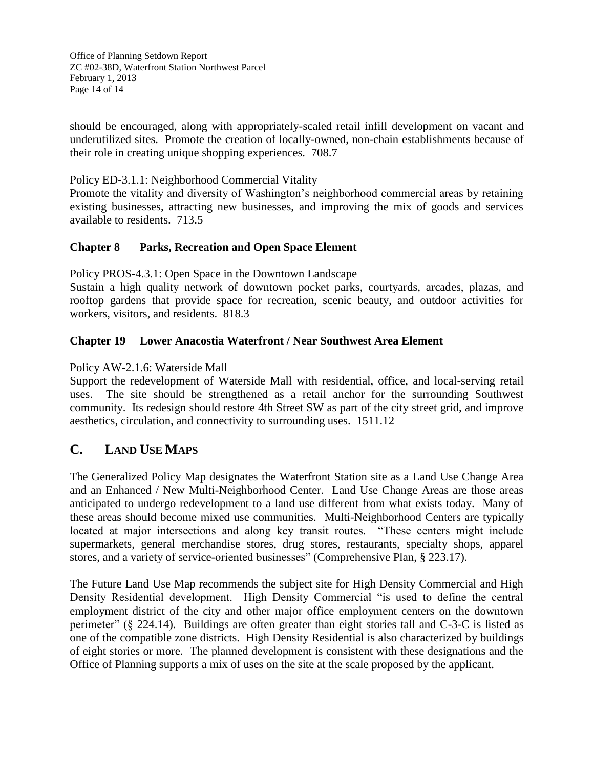should be encouraged, along with appropriately-scaled retail infill development on vacant and underutilized sites. Promote the creation of locally-owned, non-chain establishments because of their role in creating unique shopping experiences. 708.7

Policy ED-3.1.1: Neighborhood Commercial Vitality
Promote the vitality and diversity of Washington's neighborhood commercial areas by retaining existing businesses, attracting new businesses, and improving the mix of goods and services available to residents. 713.5

**Chapter 8 Parks, Recreation and Open Space Element**

Policy PROS-4.3.1: Open Space in the Downtown Landscape
Sustain a high quality network of downtown pocket parks, courtyards, arcades, plazas, and rooftop gardens that provide space for recreation, scenic beauty, and outdoor activities for workers, visitors, and residents. 818.3

**Chapter 19 Lower Anacostia Waterfront / Near Southwest Area Element**

Policy AW-2.1.6: Waterside Mall
Support the redevelopment of Waterside Mall with residential, office, and local-serving retail uses. The site should be strengthened as a retail anchor for the surrounding Southwest community. Its redesign should restore 4th Street SW as part of the city street grid, and improve aesthetics, circulation, and connectivity to surrounding uses. 1511.12

## C. LAND USE MAPS

The Generalized Policy Map designates the Waterfront Station site as a Land Use Change Area and an Enhanced / New Multi-Neighborhood Center. Land Use Change Areas are those areas anticipated to undergo redevelopment to a land use different from what exists today. Many of these areas should become mixed use communities. Multi-Neighborhood Centers are typically located at major intersections and along key transit routes. "These centers might include supermarkets, general merchandise stores, drug stores, restaurants, specialty shops, apparel stores, and a variety of service-oriented businesses" (Comprehensive Plan, § 223.17).

The Future Land Use Map recommends the subject site for High Density Commercial and High Density Residential development. High Density Commercial "is used to define the central employment district of the city and other major office employment centers on the downtown perimeter" (§ 224.14). Buildings are often greater than eight stories tall and C-3-C is listed as one of the compatible zone districts. High Density Residential is also characterized by buildings of eight stories or more. The planned development is consistent with these designations and the Office of Planning supports a mix of uses on the site at the scale proposed by the applicant.